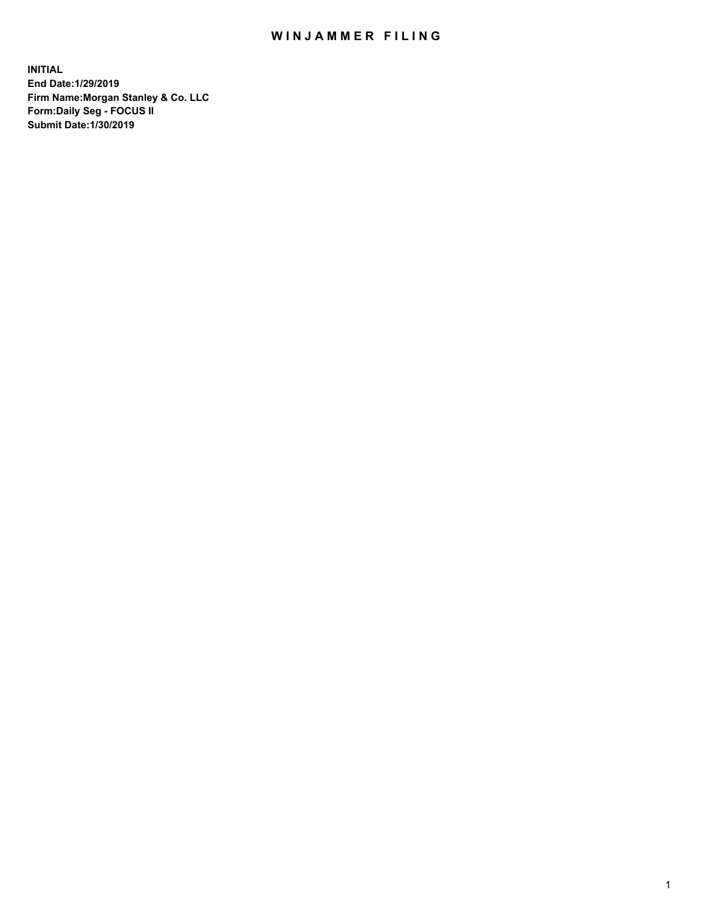# WINJAMMER FILING

**INITIAL**
**End Date:1/29/2019**
**Firm Name:Morgan Stanley & Co. LLC**
**Form:Daily Seg - FOCUS II**
**Submit Date:1/30/2019**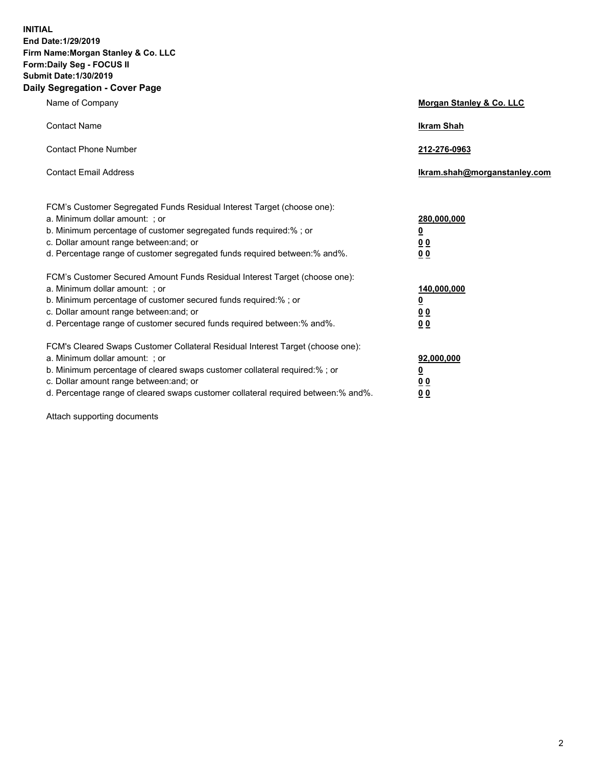**INITIAL**
**End Date:1/29/2019**
**Firm Name:Morgan Stanley & Co. LLC**
**Form:Daily Seg - FOCUS II**
**Submit Date:1/30/2019**
**Daily Segregation - Cover Page**

| | |
|---|---|
| Name of Company | **Morgan Stanley & Co. LLC** |
| Contact Name | **Ikram Shah** |
| Contact Phone Number | **212-276-0963** |
| Contact Email Address | **Ikram.shah@morganstanley.com** |

| | |
|---|---|
| FCM's Customer Segregated Funds Residual Interest Target (choose one): | |
| a. Minimum dollar amount: ; or | **280,000,000** |
| b. Minimum percentage of customer segregated funds required:% ; or | **0** |
| c. Dollar amount range between:and; or | **0 0** |
| d. Percentage range of customer segregated funds required between:% and%. | **0 0** |
| FCM's Customer Secured Amount Funds Residual Interest Target (choose one): | |
| a. Minimum dollar amount: ; or | **140,000,000** |
| b. Minimum percentage of customer secured funds required:% ; or | **0** |
| c. Dollar amount range between:and; or | **0 0** |
| d. Percentage range of customer secured funds required between:% and%. | **0 0** |
| FCM's Cleared Swaps Customer Collateral Residual Interest Target (choose one): | |
| a. Minimum dollar amount: ; or | **92,000,000** |
| b. Minimum percentage of cleared swaps customer collateral required:% ; or | **0** |
| c. Dollar amount range between:and; or | **0 0** |
| d. Percentage range of cleared swaps customer collateral required between:% and%. | **0 0** |

Attach supporting documents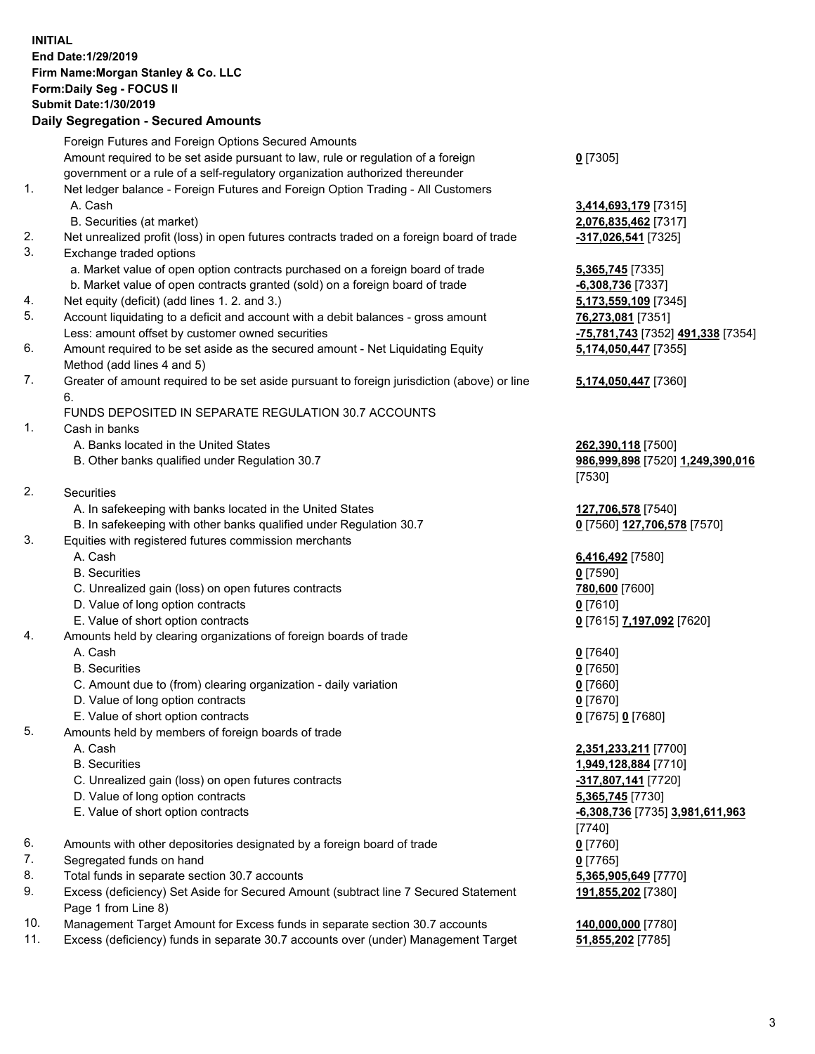**INITIAL**
**End Date:1/29/2019**
**Firm Name:Morgan Stanley & Co. LLC**
**Form:Daily Seg - FOCUS II**
**Submit Date:1/30/2019**

## Daily Segregation - Secured Amounts

| | | |
|---|---|---|
| | Foreign Futures and Foreign Options Secured Amounts | |
| | Amount required to be set aside pursuant to law, rule or regulation of a foreign government or a rule of a self-regulatory organization authorized thereunder | **0** [7305] |
| 1. | Net ledger balance - Foreign Futures and Foreign Option Trading - All Customers | |
| | A. Cash | **3,414,693,179** [7315] |
| | B. Securities (at market) | **2,076,835,462** [7317] |
| 2. | Net unrealized profit (loss) in open futures contracts traded on a foreign board of trade | **-317,026,541** [7325] |
| 3. | Exchange traded options | |
| | a. Market value of open option contracts purchased on a foreign board of trade | **5,365,745** [7335] |
| | b. Market value of open contracts granted (sold) on a foreign board of trade | **-6,308,736** [7337] |
| 4. | Net equity (deficit) (add lines 1. 2. and 3.) | **5,173,559,109** [7345] |
| 5. | Account liquidating to a deficit and account with a debit balances - gross amount | **76,273,081** [7351] |
| | Less: amount offset by customer owned securities | **-75,781,743** [7352] **491,338** [7354] |
| 6. | Amount required to be set aside as the secured amount - Net Liquidating Equity Method (add lines 4 and 5) | **5,174,050,447** [7355] |
| 7. | Greater of amount required to be set aside pursuant to foreign jurisdiction (above) or line 6. | **5,174,050,447** [7360] |
| | FUNDS DEPOSITED IN SEPARATE REGULATION 30.7 ACCOUNTS | |
| 1. | Cash in banks | |
| | A. Banks located in the United States | **262,390,118** [7500] |
| | B. Other banks qualified under Regulation 30.7 | **986,999,898** [7520] **1,249,390,016** [7530] |
| 2. | Securities | |
| | A. In safekeeping with banks located in the United States | **127,706,578** [7540] |
| | B. In safekeeping with other banks qualified under Regulation 30.7 | **0** [7560] **127,706,578** [7570] |
| 3. | Equities with registered futures commission merchants | |
| | A. Cash | **6,416,492** [7580] |
| | B. Securities | **0** [7590] |
| | C. Unrealized gain (loss) on open futures contracts | **780,600** [7600] |
| | D. Value of long option contracts | **0** [7610] |
| | E. Value of short option contracts | **0** [7615] **7,197,092** [7620] |
| 4. | Amounts held by clearing organizations of foreign boards of trade | |
| | A. Cash | **0** [7640] |
| | B. Securities | **0** [7650] |
| | C. Amount due to (from) clearing organization - daily variation | **0** [7660] |
| | D. Value of long option contracts | **0** [7670] |
| | E. Value of short option contracts | **0** [7675] **0** [7680] |
| 5. | Amounts held by members of foreign boards of trade | |
| | A. Cash | **2,351,233,211** [7700] |
| | B. Securities | **1,949,128,884** [7710] |
| | C. Unrealized gain (loss) on open futures contracts | **-317,807,141** [7720] |
| | D. Value of long option contracts | **5,365,745** [7730] |
| | E. Value of short option contracts | **-6,308,736** [7735] **3,981,611,963** [7740] |
| 6. | Amounts with other depositories designated by a foreign board of trade | **0** [7760] |
| 7. | Segregated funds on hand | **0** [7765] |
| 8. | Total funds in separate section 30.7 accounts | **5,365,905,649** [7770] |
| 9. | Excess (deficiency) Set Aside for Secured Amount (subtract line 7 Secured Statement Page 1 from Line 8) | **191,855,202** [7380] |
| 10. | Management Target Amount for Excess funds in separate section 30.7 accounts | **140,000,000** [7780] |
| 11. | Excess (deficiency) funds in separate 30.7 accounts over (under) Management Target | **51,855,202** [7785] |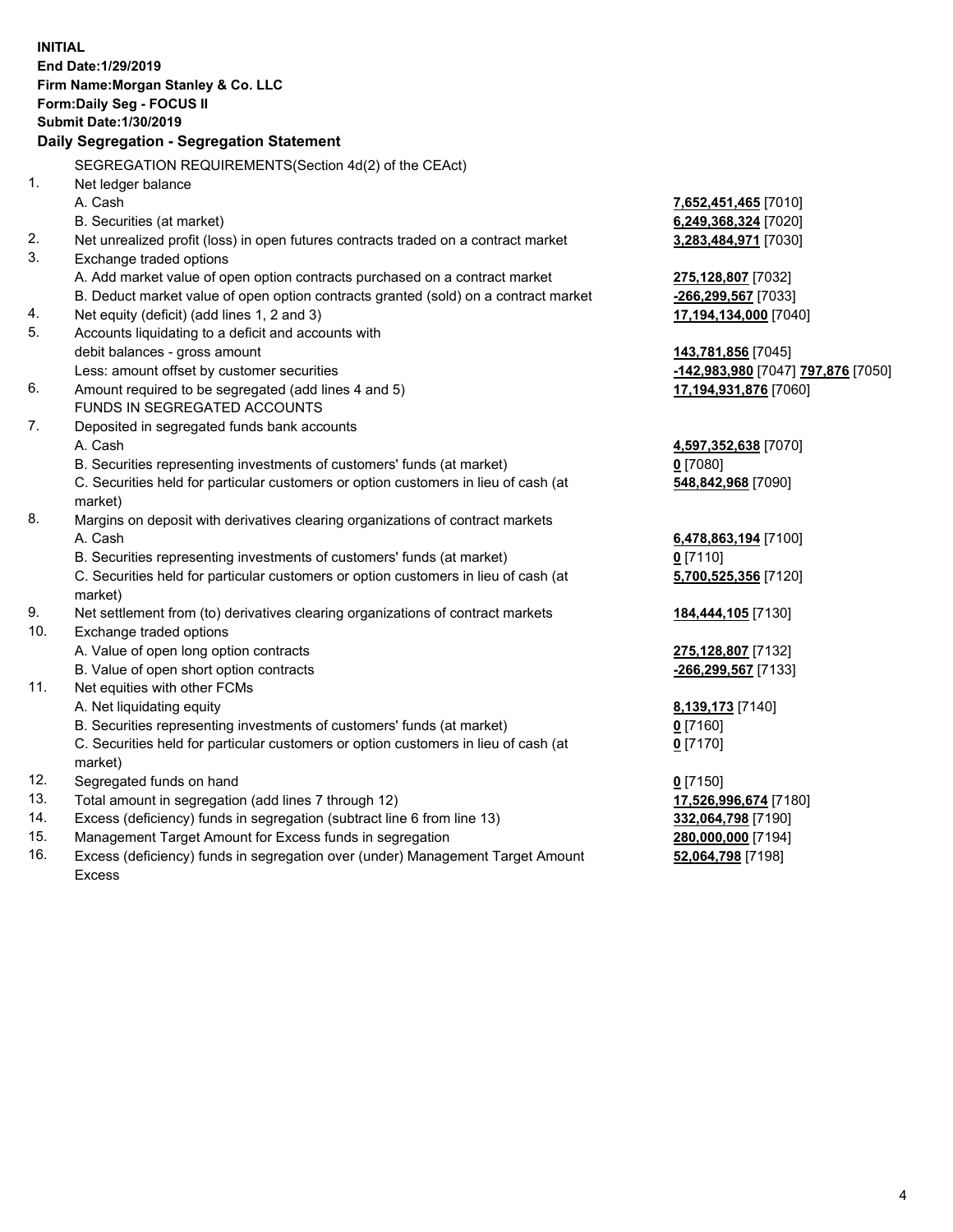**INITIAL**
**End Date:1/29/2019**
**Firm Name:Morgan Stanley & Co. LLC**
**Form:Daily Seg - FOCUS II**
**Submit Date:1/30/2019**

**Daily Segregation - Segregation Statement**

SEGREGATION REQUIREMENTS(Section 4d(2) of the CEAct)

| | | |
|---|---|---|
| 1. | Net ledger balance | |
| | A. Cash | **7,652,451,465** [7010] |
| | B. Securities (at market) | **6,249,368,324** [7020] |
| 2. | Net unrealized profit (loss) in open futures contracts traded on a contract market | **3,283,484,971** [7030] |
| 3. | Exchange traded options | |
| | A. Add market value of open option contracts purchased on a contract market | **275,128,807** [7032] |
| | B. Deduct market value of open option contracts granted (sold) on a contract market | **-266,299,567** [7033] |
| 4. | Net equity (deficit) (add lines 1, 2 and 3) | **17,194,134,000** [7040] |
| 5. | Accounts liquidating to a deficit and accounts with | |
| | debit balances - gross amount | **143,781,856** [7045] |
| | Less: amount offset by customer securities | **-142,983,980** [7047] **797,876** [7050] |
| 6. | Amount required to be segregated (add lines 4 and 5) | **17,194,931,876** [7060] |
| | FUNDS IN SEGREGATED ACCOUNTS | |
| 7. | Deposited in segregated funds bank accounts | |
| | A. Cash | **4,597,352,638** [7070] |
| | B. Securities representing investments of customers' funds (at market) | **0** [7080] |
| | C. Securities held for particular customers or option customers in lieu of cash (at market) | **548,842,968** [7090] |
| 8. | Margins on deposit with derivatives clearing organizations of contract markets | |
| | A. Cash | **6,478,863,194** [7100] |
| | B. Securities representing investments of customers' funds (at market) | **0** [7110] |
| | C. Securities held for particular customers or option customers in lieu of cash (at market) | **5,700,525,356** [7120] |
| 9. | Net settlement from (to) derivatives clearing organizations of contract markets | **184,444,105** [7130] |
| 10. | Exchange traded options | |
| | A. Value of open long option contracts | **275,128,807** [7132] |
| | B. Value of open short option contracts | **-266,299,567** [7133] |
| 11. | Net equities with other FCMs | |
| | A. Net liquidating equity | **8,139,173** [7140] |
| | B. Securities representing investments of customers' funds (at market) | **0** [7160] |
| | C. Securities held for particular customers or option customers in lieu of cash (at market) | **0** [7170] |
| 12. | Segregated funds on hand | **0** [7150] |
| 13. | Total amount in segregation (add lines 7 through 12) | **17,526,996,674** [7180] |
| 14. | Excess (deficiency) funds in segregation (subtract line 6 from line 13) | **332,064,798** [7190] |
| 15. | Management Target Amount for Excess funds in segregation | **280,000,000** [7194] |
| 16. | Excess (deficiency) funds in segregation over (under) Management Target Amount Excess | **52,064,798** [7198] |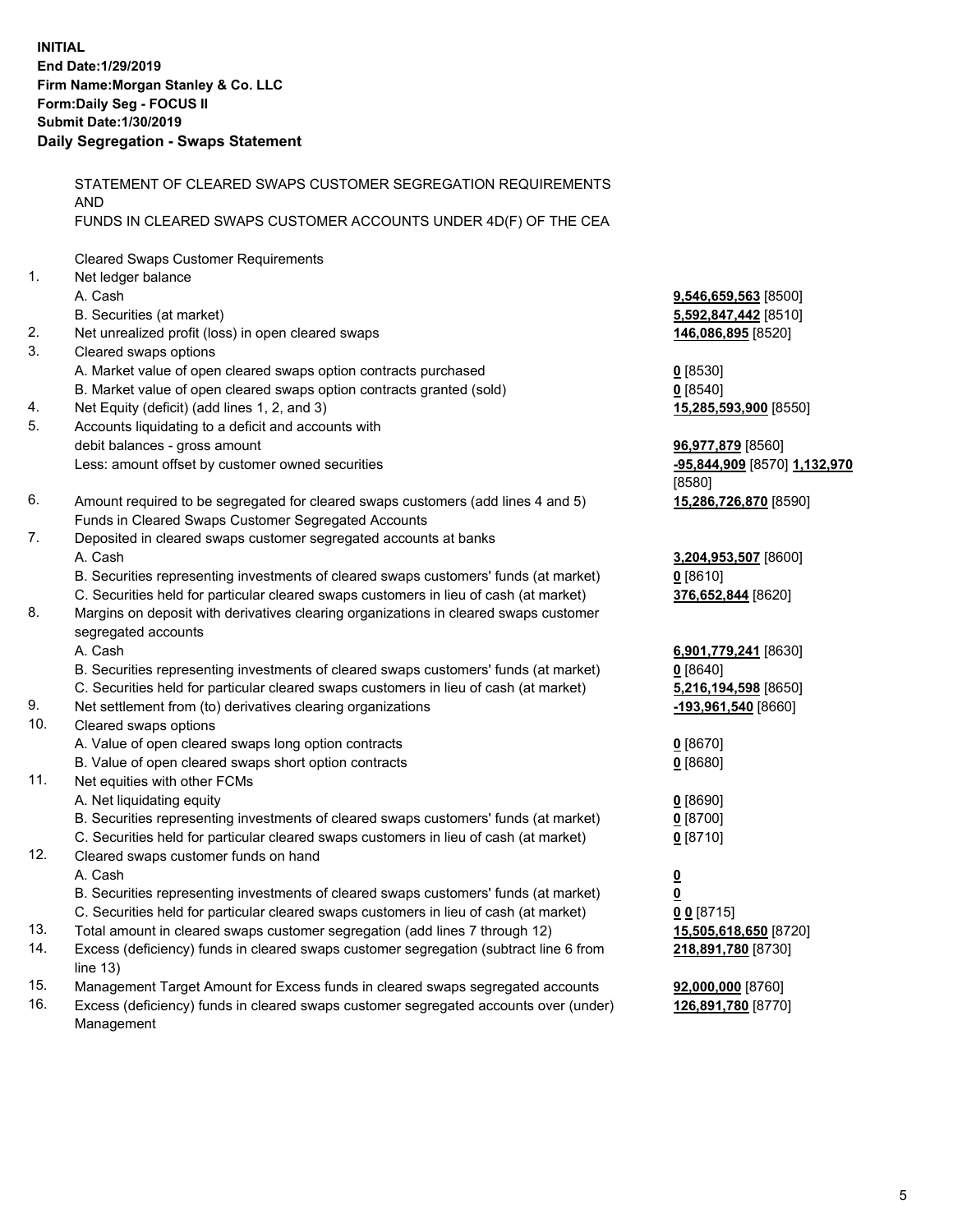**INITIAL**
**End Date:1/29/2019**
**Firm Name:Morgan Stanley & Co. LLC**
**Form:Daily Seg - FOCUS II**
**Submit Date:1/30/2019**
**Daily Segregation - Swaps Statement**

STATEMENT OF CLEARED SWAPS CUSTOMER SEGREGATION REQUIREMENTS AND FUNDS IN CLEARED SWAPS CUSTOMER ACCOUNTS UNDER 4D(F) OF THE CEA

| | | |
|---|---|---|
| | Cleared Swaps Customer Requirements | |
| 1. | Net ledger balance | |
| | A. Cash | **9,546,659,563** [8500] |
| | B. Securities (at market) | **5,592,847,442** [8510] |
| 2. | Net unrealized profit (loss) in open cleared swaps | **146,086,895** [8520] |
| 3. | Cleared swaps options | |
| | A. Market value of open cleared swaps option contracts purchased | **0** [8530] |
| | B. Market value of open cleared swaps option contracts granted (sold) | **0** [8540] |
| 4. | Net Equity (deficit) (add lines 1, 2, and 3) | **15,285,593,900** [8550] |
| 5. | Accounts liquidating to a deficit and accounts with debit balances - gross amount | **96,977,879** [8560] |
| | Less: amount offset by customer owned securities | **-95,844,909** [8570] **1,132,970** [8580] |
| 6. | Amount required to be segregated for cleared swaps customers (add lines 4 and 5) | **15,286,726,870** [8590] |
| | Funds in Cleared Swaps Customer Segregated Accounts | |
| 7. | Deposited in cleared swaps customer segregated accounts at banks | |
| | A. Cash | **3,204,953,507** [8600] |
| | B. Securities representing investments of cleared swaps customers' funds (at market) | **0** [8610] |
| | C. Securities held for particular cleared swaps customers in lieu of cash (at market) | **376,652,844** [8620] |
| 8. | Margins on deposit with derivatives clearing organizations in cleared swaps customer segregated accounts | |
| | A. Cash | **6,901,779,241** [8630] |
| | B. Securities representing investments of cleared swaps customers' funds (at market) | **0** [8640] |
| | C. Securities held for particular cleared swaps customers in lieu of cash (at market) | **5,216,194,598** [8650] |
| 9. | Net settlement from (to) derivatives clearing organizations | **-193,961,540** [8660] |
| 10. | Cleared swaps options | |
| | A. Value of open cleared swaps long option contracts | **0** [8670] |
| | B. Value of open cleared swaps short option contracts | **0** [8680] |
| 11. | Net equities with other FCMs | |
| | A. Net liquidating equity | **0** [8690] |
| | B. Securities representing investments of cleared swaps customers' funds (at market) | **0** [8700] |
| | C. Securities held for particular cleared swaps customers in lieu of cash (at market) | **0** [8710] |
| 12. | Cleared swaps customer funds on hand | |
| | A. Cash | **0** |
| | B. Securities representing investments of cleared swaps customers' funds (at market) | **0** |
| | C. Securities held for particular cleared swaps customers in lieu of cash (at market) | **0** **0** [8715] |
| 13. | Total amount in cleared swaps customer segregation (add lines 7 through 12) | **15,505,618,650** [8720] |
| 14. | Excess (deficiency) funds in cleared swaps customer segregation (subtract line 6 from line 13) | **218,891,780** [8730] |
| 15. | Management Target Amount for Excess funds in cleared swaps segregated accounts | **92,000,000** [8760] |
| 16. | Excess (deficiency) funds in cleared swaps customer segregated accounts over (under) Management | **126,891,780** [8770] |